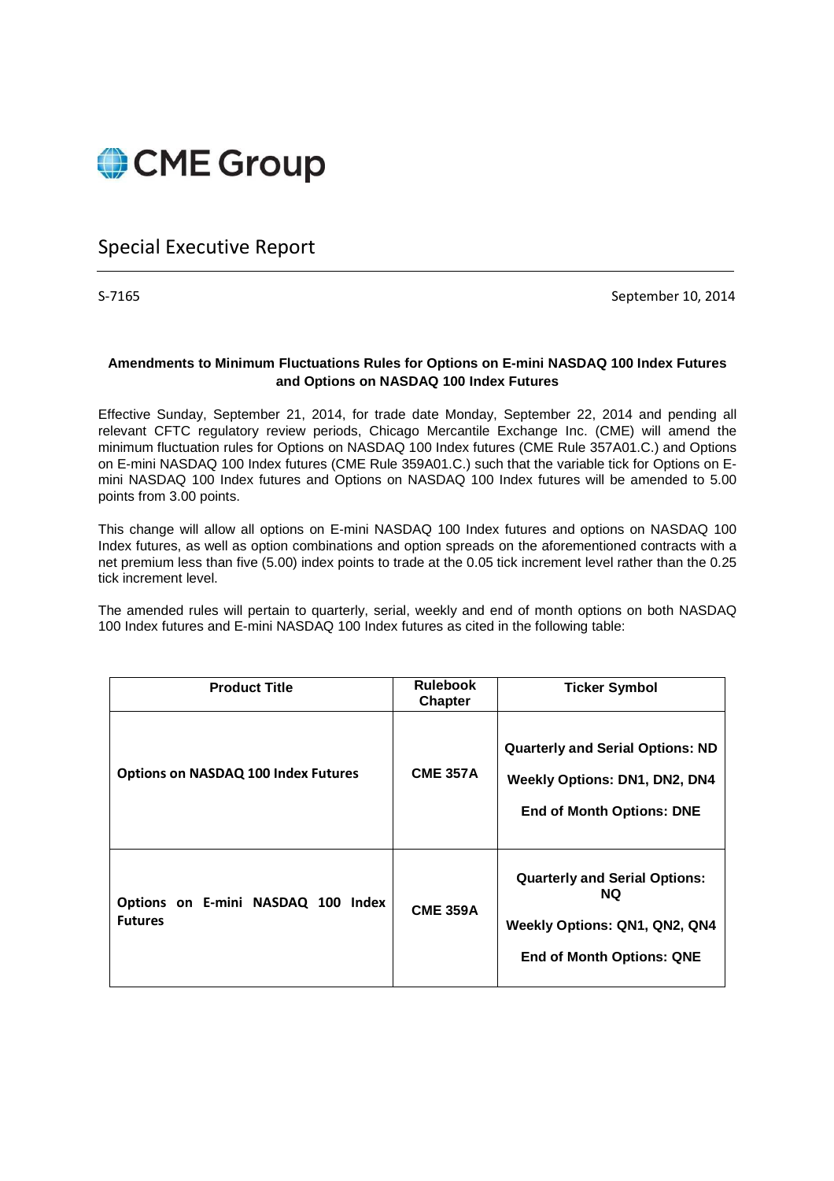CME Group

# Special Executive Report

S-7165 September 10, 2014

**Amendments to Minimum Fluctuations Rules for Options on E-mini NASDAQ 100 Index Futures and Options on NASDAQ 100 Index Futures**

Effective Sunday, September 21, 2014, for trade date Monday, September 22, 2014 and pending all relevant CFTC regulatory review periods, Chicago Mercantile Exchange Inc. (CME) will amend the minimum fluctuation rules for Options on NASDAQ 100 Index futures (CME Rule 357A01.C.) and Options on E-mini NASDAQ 100 Index futures (CME Rule 359A01.C.) such that the variable tick for Options on E-mini NASDAQ 100 Index futures and Options on NASDAQ 100 Index futures will be amended to 5.00 points from 3.00 points.

This change will allow all options on E-mini NASDAQ 100 Index futures and options on NASDAQ 100 Index futures, as well as option combinations and option spreads on the aforementioned contracts with a net premium less than five (5.00) index points to trade at the 0.05 tick increment level rather than the 0.25 tick increment level.

The amended rules will pertain to quarterly, serial, weekly and end of month options on both NASDAQ 100 Index futures and E-mini NASDAQ 100 Index futures as cited in the following table:

| Product Title | Rulebook Chapter | Ticker Symbol |
|---|---|---|
| **Options on NASDAQ 100 Index Futures** | **CME 357A** | **Quarterly and Serial Options: ND**<br>**Weekly Options: DN1, DN2, DN4**<br>**End of Month Options: DNE** |
| **Options on E-mini NASDAQ 100 Index Futures** | **CME 359A** | **Quarterly and Serial Options: NQ**<br>**Weekly Options: QN1, QN2, QN4**<br>**End of Month Options: QNE** |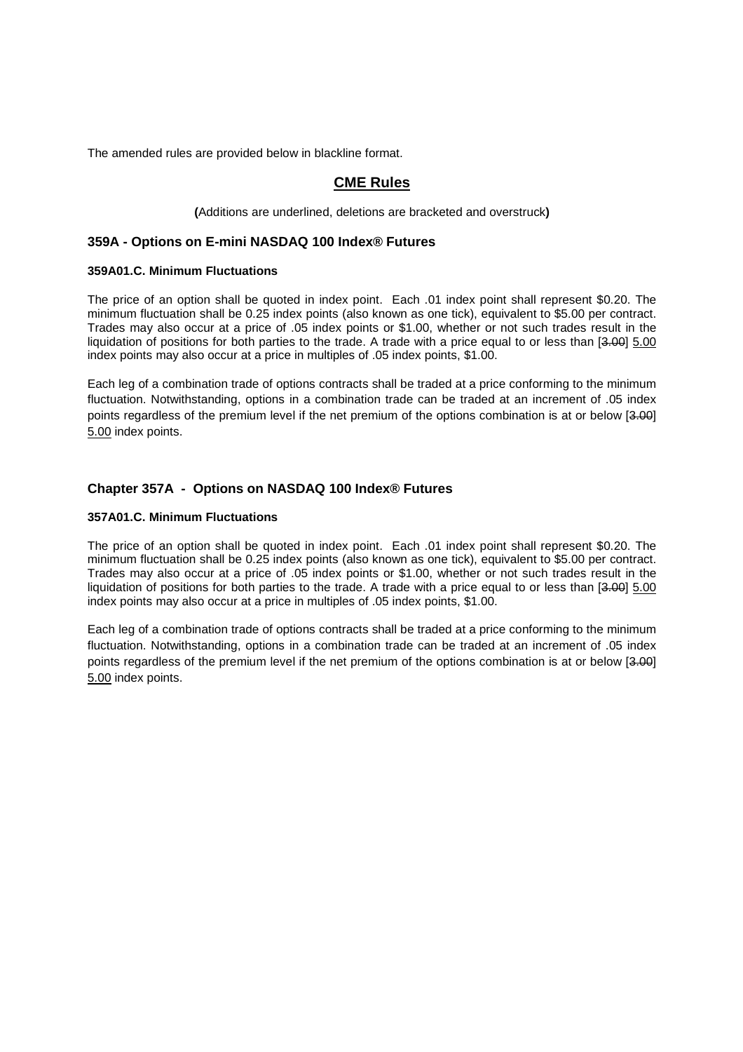The amended rules are provided below in blackline format.

## CME Rules

**(**Additions are underlined, deletions are bracketed and overstruck**)**

### 359A - Options on E-mini NASDAQ 100 Index® Futures

#### 359A01.C. Minimum Fluctuations

The price of an option shall be quoted in index point. Each .01 index point shall represent $0.20. The minimum fluctuation shall be 0.25 index points (also known as one tick), equivalent to $5.00 per contract. Trades may also occur at a price of .05 index points or $1.00, whether or not such trades result in the liquidation of positions for both parties to the trade. A trade with a price equal to or less than [~~3.00~~] <u>5.00</u> index points may also occur at a price in multiples of .05 index points, $1.00.

Each leg of a combination trade of options contracts shall be traded at a price conforming to the minimum fluctuation. Notwithstanding, options in a combination trade can be traded at an increment of .05 index points regardless of the premium level if the net premium of the options combination is at or below [~~3.00~~] <u>5.00</u> index points.

### Chapter 357A - Options on NASDAQ 100 Index® Futures

#### 357A01.C. Minimum Fluctuations

The price of an option shall be quoted in index point. Each .01 index point shall represent $0.20. The minimum fluctuation shall be 0.25 index points (also known as one tick), equivalent to $5.00 per contract. Trades may also occur at a price of .05 index points or $1.00, whether or not such trades result in the liquidation of positions for both parties to the trade. A trade with a price equal to or less than [~~3.00~~] <u>5.00</u> index points may also occur at a price in multiples of .05 index points, $1.00.

Each leg of a combination trade of options contracts shall be traded at a price conforming to the minimum fluctuation. Notwithstanding, options in a combination trade can be traded at an increment of .05 index points regardless of the premium level if the net premium of the options combination is at or below [~~3.00~~] <u>5.00</u> index points.